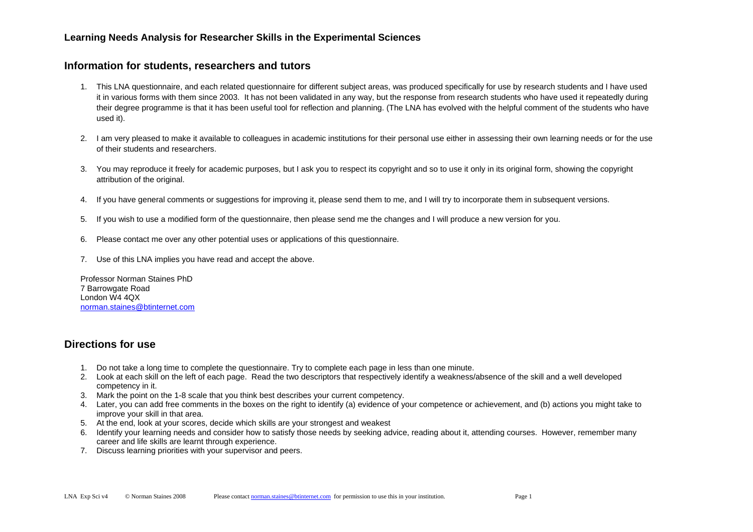## Learning Needs Analysis for Researcher Skills in the Experimental Sciences

## Information for students, researchers and tutors

1. This LNA questionnaire, and each related questionnaire for different subject areas, was produced specifically for use by research students and I have used it in various forms with them since 2003. It has not been validated in any way, but the response from research students who have used it repeatedly during their degree programme is that it has been useful tool for reflection and planning. (The LNA has evolved with the helpful comment of the students who have used it).

2. I am very pleased to make it available to colleagues in academic institutions for their personal use either in assessing their own learning needs or for the use of their students and researchers.

3. You may reproduce it freely for academic purposes, but I ask you to respect its copyright and so to use it only in its original form, showing the copyright attribution of the original.

4. If you have general comments or suggestions for improving it, please send them to me, and I will try to incorporate them in subsequent versions.

5. If you wish to use a modified form of the questionnaire, then please send me the changes and I will produce a new version for you.

6. Please contact me over any other potential uses or applications of this questionnaire.

7. Use of this LNA implies you have read and accept the above.

Professor Norman Staines PhD
7 Barrowgate Road
London W4 4QX
norman.staines@btinternet.com

## Directions for use

1. Do not take a long time to complete the questionnaire. Try to complete each page in less than one minute.
2. Look at each skill on the left of each page. Read the two descriptors that respectively identify a weakness/absence of the skill and a well developed competency in it.
3. Mark the point on the 1-8 scale that you think best describes your current competency.
4. Later, you can add free comments in the boxes on the right to identify (a) evidence of your competence or achievement, and (b) actions you might take to improve your skill in that area.
5. At the end, look at your scores, decide which skills are your strongest and weakest
6. Identify your learning needs and consider how to satisfy those needs by seeking advice, reading about it, attending courses. However, remember many career and life skills are learnt through experience.
7. Discuss learning priorities with your supervisor and peers.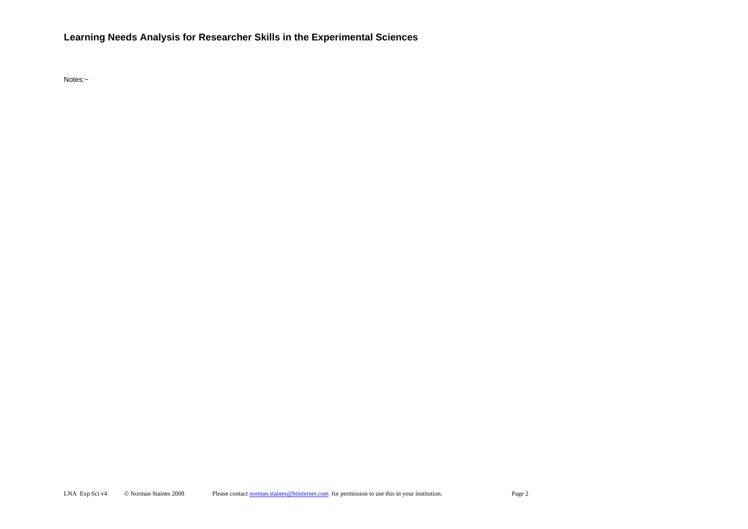**Learning Needs Analysis for Researcher Skills in the Experimental Sciences**

Notes:~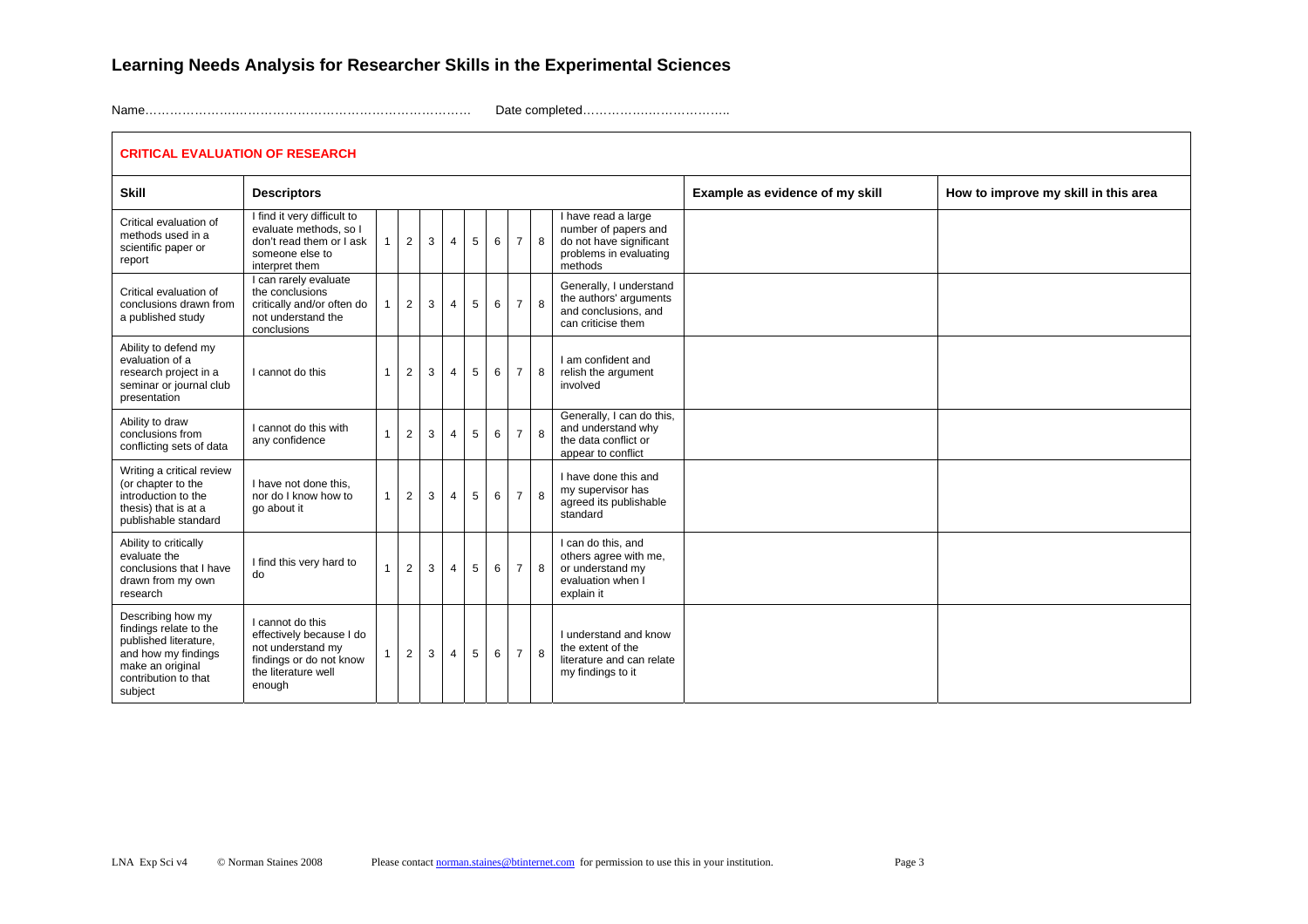# Learning Needs Analysis for Researcher Skills in the Experimental Sciences

Name……………………………………………………………………  Date completed……………………………..

| **CRITICAL EVALUATION OF RESEARCH** | | | | | | | | | | | | |
|---|---|---|---|---|---|---|---|---|---|---|---|---|
| **Skill** | **Descriptors** | | | | | | | | | | **Example as evidence of my skill** | **How to improve my skill in this area** |
| Critical evaluation of methods used in a scientific paper or report | I find it very difficult to evaluate methods, so I don't read them or I ask someone else to interpret them | 1 | 2 | 3 | 4 | 5 | 6 | 7 | 8 | I have read a large number of papers and do not have significant problems in evaluating methods | | |
| Critical evaluation of conclusions drawn from a published study | I can rarely evaluate the conclusions critically and/or often do not understand the conclusions | 1 | 2 | 3 | 4 | 5 | 6 | 7 | 8 | Generally, I understand the authors' arguments and conclusions, and can criticise them | | |
| Ability to defend my evaluation of a research project in a seminar or journal club presentation | I cannot do this | 1 | 2 | 3 | 4 | 5 | 6 | 7 | 8 | I am confident and relish the argument involved | | |
| Ability to draw conclusions from conflicting sets of data | I cannot do this with any confidence | 1 | 2 | 3 | 4 | 5 | 6 | 7 | 8 | Generally, I can do this, and understand why the data conflict or appear to conflict | | |
| Writing a critical review (or chapter to the introduction to the thesis) that is at a publishable standard | I have not done this, nor do I know how to go about it | 1 | 2 | 3 | 4 | 5 | 6 | 7 | 8 | I have done this and my supervisor has agreed its publishable standard | | |
| Ability to critically evaluate the conclusions that I have drawn from my own research | I find this very hard to do | 1 | 2 | 3 | 4 | 5 | 6 | 7 | 8 | I can do this, and others agree with me, or understand my evaluation when I explain it | | |
| Describing how my findings relate to the published literature, and how my findings make an original contribution to that subject | I cannot do this effectively because I do not understand my findings or do not know the literature well enough | 1 | 2 | 3 | 4 | 5 | 6 | 7 | 8 | I understand and know the extent of the literature and can relate my findings to it | | |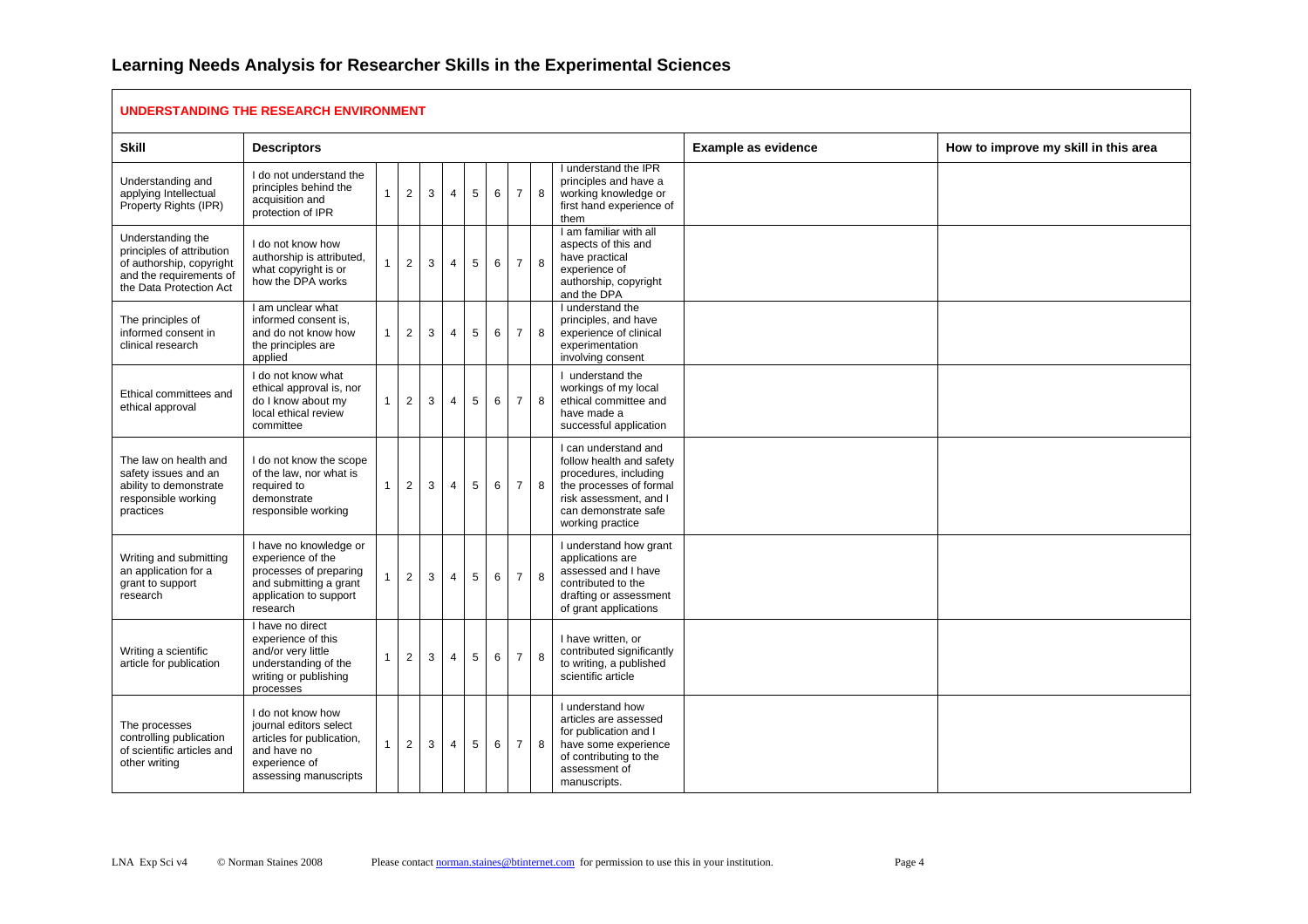# Learning Needs Analysis for Researcher Skills in the Experimental Sciences

## UNDERSTANDING THE RESEARCH ENVIRONMENT

| Skill | Descriptors | | | | | | | | | | Example as evidence | How to improve my skill in this area |
|---|---|---|---|---|---|---|---|---|---|---|---|---|
| Understanding and applying Intellectual Property Rights (IPR) | I do not understand the principles behind the acquisition and protection of IPR | 1 | 2 | 3 | 4 | 5 | 6 | 7 | 8 | I understand the IPR principles and have a working knowledge or first hand experience of them | | |
| Understanding the principles of attribution of authorship, copyright and the requirements of the Data Protection Act | I do not know how authorship is attributed, what copyright is or how the DPA works | 1 | 2 | 3 | 4 | 5 | 6 | 7 | 8 | I am familiar with all aspects of this and have practical experience of authorship, copyright and the DPA | | |
| The principles of informed consent in clinical research | I am unclear what informed consent is, and do not know how the principles are applied | 1 | 2 | 3 | 4 | 5 | 6 | 7 | 8 | I understand the principles, and have experience of clinical experimentation involving consent | | |
| Ethical committees and ethical approval | I do not know what ethical approval is, nor do I know about my local ethical review committee | 1 | 2 | 3 | 4 | 5 | 6 | 7 | 8 | I understand the workings of my local ethical committee and have made a successful application | | |
| The law on health and safety issues and an ability to demonstrate responsible working practices | I do not know the scope of the law, nor what is required to demonstrate responsible working | 1 | 2 | 3 | 4 | 5 | 6 | 7 | 8 | I can understand and follow health and safety procedures, including the processes of formal risk assessment, and I can demonstrate safe working practice | | |
| Writing and submitting an application for a grant to support research | I have no knowledge or experience of the processes of preparing and submitting a grant application to support research | 1 | 2 | 3 | 4 | 5 | 6 | 7 | 8 | I understand how grant applications are assessed and I have contributed to the drafting or assessment of grant applications | | |
| Writing a scientific article for publication | I have no direct experience of this and/or very little understanding of the writing or publishing processes | 1 | 2 | 3 | 4 | 5 | 6 | 7 | 8 | I have written, or contributed significantly to writing, a published scientific article | | |
| The processes controlling publication of scientific articles and other writing | I do not know how journal editors select articles for publication, and have no experience of assessing manuscripts | 1 | 2 | 3 | 4 | 5 | 6 | 7 | 8 | I understand how articles are assessed for publication and I have some experience of contributing to the assessment of manuscripts. | | |

LNA Exp Sci v4 © Norman Staines 2008 Please contact norman.staines@btinternet.com for permission to use this in your institution.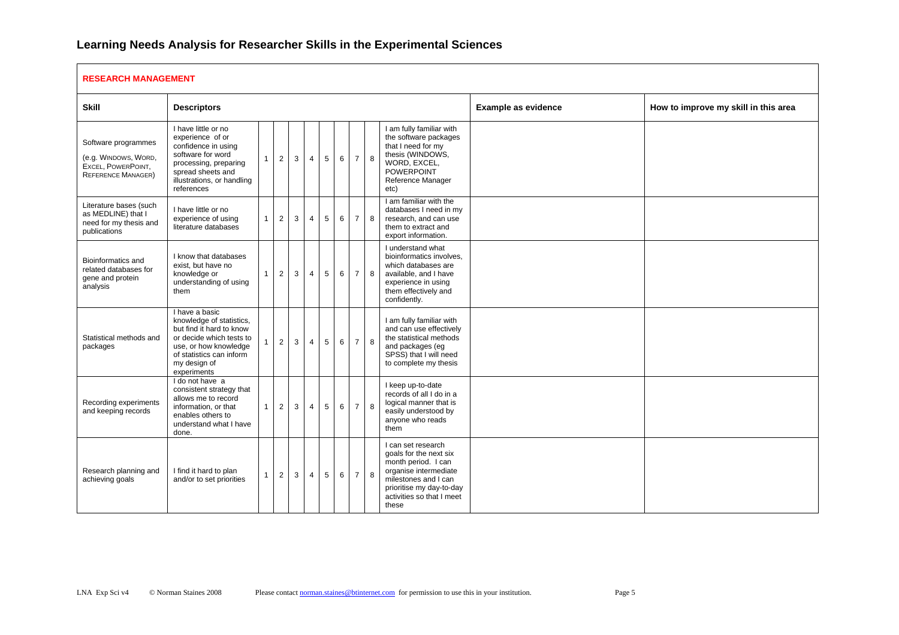# Learning Needs Analysis for Researcher Skills in the Experimental Sciences

| **RESEARCH MANAGEMENT** | | | | | | | | | | | | |
|---|---|---|---|---|---|---|---|---|---|---|---|---|
| **Skill** | **Descriptors** | | | | | | | | | | **Example as evidence** | **How to improve my skill in this area** |
| Software programmes (e.g. WINDOWS, WORD, EXCEL, POWERPOINT, REFERENCE MANAGER) | I have little or no experience of or confidence in using software for word processing, preparing spread sheets and illustrations, or handling references | 1 | 2 | 3 | 4 | 5 | 6 | 7 | 8 | I am fully familiar with the software packages that I need for my thesis (WINDOWS, WORD, EXCEL, POWERPOINT Reference Manager etc) | | |
| Literature bases (such as MEDLINE) that I need for my thesis and publications | I have little or no experience of using literature databases | 1 | 2 | 3 | 4 | 5 | 6 | 7 | 8 | I am familiar with the databases I need in my research, and can use them to extract and export information. | | |
| Bioinformatics and related databases for gene and protein analysis | I know that databases exist, but have no knowledge or understanding of using them | 1 | 2 | 3 | 4 | 5 | 6 | 7 | 8 | I understand what bioinformatics involves, which databases are available, and I have experience in using them effectively and confidently. | | |
| Statistical methods and packages | I have a basic knowledge of statistics, but find it hard to know or decide which tests to use, or how knowledge of statistics can inform my design of experiments | 1 | 2 | 3 | 4 | 5 | 6 | 7 | 8 | I am fully familiar with and can use effectively the statistical methods and packages (eg SPSS) that I will need to complete my thesis | | |
| Recording experiments and keeping records | I do not have a consistent strategy that allows me to record information, or that enables others to understand what I have done. | 1 | 2 | 3 | 4 | 5 | 6 | 7 | 8 | I keep up-to-date records of all I do in a logical manner that is easily understood by anyone who reads them | | |
| Research planning and achieving goals | I find it hard to plan and/or to set priorities | 1 | 2 | 3 | 4 | 5 | 6 | 7 | 8 | I can set research goals for the next six month period. I can organise intermediate milestones and I can prioritise my day-to-day activities so that I meet these | | |

LNA Exp Sci v4 © Norman Staines 2008 Please contact norman.staines@btinternet.com for permission to use this in your institution.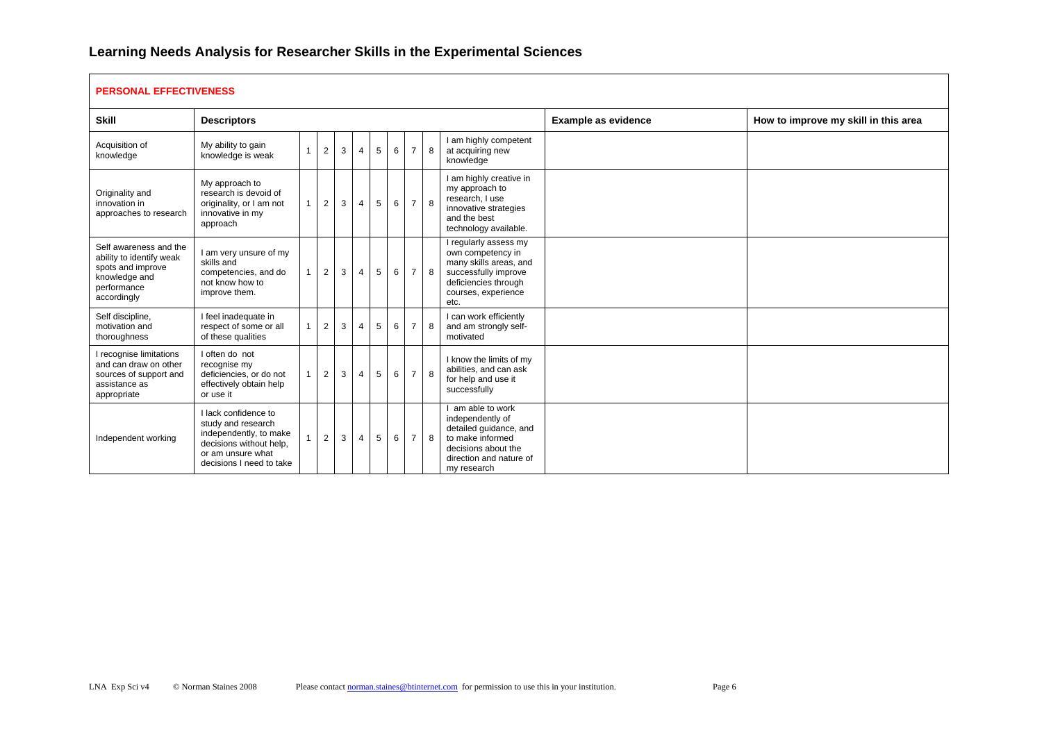# Learning Needs Analysis for Researcher Skills in the Experimental Sciences

| **PERSONAL EFFECTIVENESS** | | | | | | | | | | | | |
|---|---|---|---|---|---|---|---|---|---|---|---|---|
| **Skill** | **Descriptors** | | | | | | | | | | **Example as evidence** | **How to improve my skill in this area** |
| Acquisition of knowledge | My ability to gain knowledge is weak | 1 | 2 | 3 | 4 | 5 | 6 | 7 | 8 | I am highly competent at acquiring new knowledge | | |
| Originality and innovation in approaches to research | My approach to research is devoid of originality, or I am not innovative in my approach | 1 | 2 | 3 | 4 | 5 | 6 | 7 | 8 | I am highly creative in my approach to research, I use innovative strategies and the best technology available. | | |
| Self awareness and the ability to identify weak spots and improve knowledge and performance accordingly | I am very unsure of my skills and competencies, and do not know how to improve them. | 1 | 2 | 3 | 4 | 5 | 6 | 7 | 8 | I regularly assess my own competency in many skills areas, and successfully improve deficiencies through courses, experience etc. | | |
| Self discipline, motivation and thoroughness | I feel inadequate in respect of some or all of these qualities | 1 | 2 | 3 | 4 | 5 | 6 | 7 | 8 | I can work efficiently and am strongly self-motivated | | |
| I recognise limitations and can draw on other sources of support and assistance as appropriate | I often do not recognise my deficiencies, or do not effectively obtain help or use it | 1 | 2 | 3 | 4 | 5 | 6 | 7 | 8 | I know the limits of my abilities, and can ask for help and use it successfully | | |
| Independent working | I lack confidence to study and research independently, to make decisions without help, or am unsure what decisions I need to take | 1 | 2 | 3 | 4 | 5 | 6 | 7 | 8 | I am able to work independently of detailed guidance, and to make informed decisions about the direction and nature of my research | | |

LNA Exp Sci v4 © Norman Staines 2008 Please contact norman.staines@btinternet.com for permission to use this in your institution.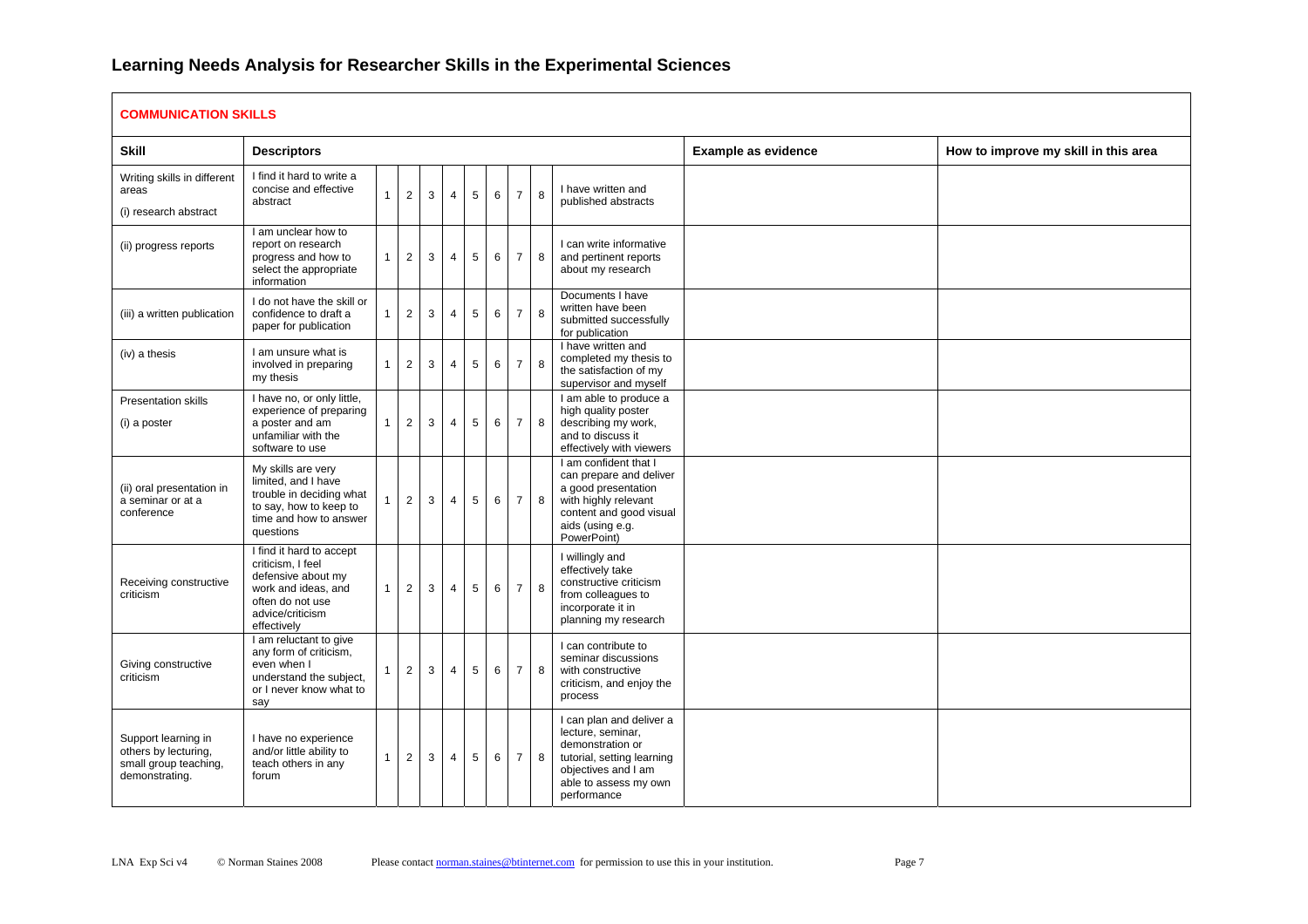# Learning Needs Analysis for Researcher Skills in the Experimental Sciences

| COMMUNICATION SKILLS | | | | | | | | | | | | |
|---|---|---|---|---|---|---|---|---|---|---|---|---|
| **Skill** | **Descriptors** | | | | | | | | | | **Example as evidence** | **How to improve my skill in this area** |
| Writing skills in different areas (i) research abstract | I find it hard to write a concise and effective abstract | 1 | 2 | 3 | 4 | 5 | 6 | 7 | 8 | I have written and published abstracts | | |
| (ii) progress reports | I am unclear how to report on research progress and how to select the appropriate information | 1 | 2 | 3 | 4 | 5 | 6 | 7 | 8 | I can write informative and pertinent reports about my research | | |
| (iii) a written publication | I do not have the skill or confidence to draft a paper for publication | 1 | 2 | 3 | 4 | 5 | 6 | 7 | 8 | Documents I have written have been submitted successfully for publication | | |
| (iv) a thesis | I am unsure what is involved in preparing my thesis | 1 | 2 | 3 | 4 | 5 | 6 | 7 | 8 | I have written and completed my thesis to the satisfaction of my supervisor and myself | | |
| Presentation skills (i) a poster | I have no, or only little, experience of preparing a poster and am unfamiliar with the software to use | 1 | 2 | 3 | 4 | 5 | 6 | 7 | 8 | I am able to produce a high quality poster describing my work, and to discuss it effectively with viewers | | |
| (ii) oral presentation in a seminar or at a conference | My skills are very limited, and I have trouble in deciding what to say, how to keep to time and how to answer questions | 1 | 2 | 3 | 4 | 5 | 6 | 7 | 8 | I am confident that I can prepare and deliver a good presentation with highly relevant content and good visual aids (using e.g. PowerPoint) | | |
| Receiving constructive criticism | I find it hard to accept criticism, I feel defensive about my work and ideas, and often do not use advice/criticism effectively | 1 | 2 | 3 | 4 | 5 | 6 | 7 | 8 | I willingly and effectively take constructive criticism from colleagues to incorporate it in planning my research | | |
| Giving constructive criticism | I am reluctant to give any form of criticism, even when I understand the subject, or I never know what to say | 1 | 2 | 3 | 4 | 5 | 6 | 7 | 8 | I can contribute to seminar discussions with constructive criticism, and enjoy the process | | |
| Support learning in others by lecturing, small group teaching, demonstrating. | I have no experience and/or little ability to teach others in any forum | 1 | 2 | 3 | 4 | 5 | 6 | 7 | 8 | I can plan and deliver a lecture, seminar, demonstration or tutorial, setting learning objectives and I am able to assess my own performance | | |

LNA Exp Sci v4 © Norman Staines 2008 Please contact norman.staines@btinternet.com for permission to use this in your institution.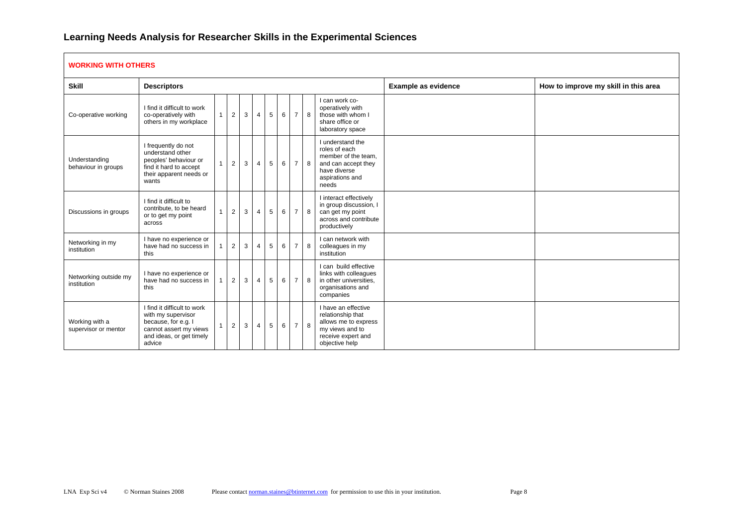# Learning Needs Analysis for Researcher Skills in the Experimental Sciences

| **WORKING WITH OTHERS** | | | | | | | | | | | | |
|---|---|---|---|---|---|---|---|---|---|---|---|---|
| **Skill** | **Descriptors** | | | | | | | | | | **Example as evidence** | **How to improve my skill in this area** |
| Co-operative working | I find it difficult to work co-operatively with others in my workplace | 1 | 2 | 3 | 4 | 5 | 6 | 7 | 8 | I can work co-operatively with those with whom I share office or laboratory space | | |
| Understanding behaviour in groups | I frequently do not understand other peoples' behaviour or find it hard to accept their apparent needs or wants | 1 | 2 | 3 | 4 | 5 | 6 | 7 | 8 | I understand the roles of each member of the team, and can accept they have diverse aspirations and needs | | |
| Discussions in groups | I find it difficult to contribute, to be heard or to get my point across | 1 | 2 | 3 | 4 | 5 | 6 | 7 | 8 | I interact effectively in group discussion, I can get my point across and contribute productively | | |
| Networking in my institution | I have no experience or have had no success in this | 1 | 2 | 3 | 4 | 5 | 6 | 7 | 8 | I can network with colleagues in my institution | | |
| Networking outside my institution | I have no experience or have had no success in this | 1 | 2 | 3 | 4 | 5 | 6 | 7 | 8 | I can build effective links with colleagues in other universities, organisations and companies | | |
| Working with a supervisor or mentor | I find it difficult to work with my supervisor because, for e.g. I cannot assert my views and ideas, or get timely advice | 1 | 2 | 3 | 4 | 5 | 6 | 7 | 8 | I have an effective relationship that allows me to express my views and to receive expert and objective help | | |

LNA Exp Sci v4 © Norman Staines 2008 Please contact norman.staines@btinternet.com for permission to use this in your institution.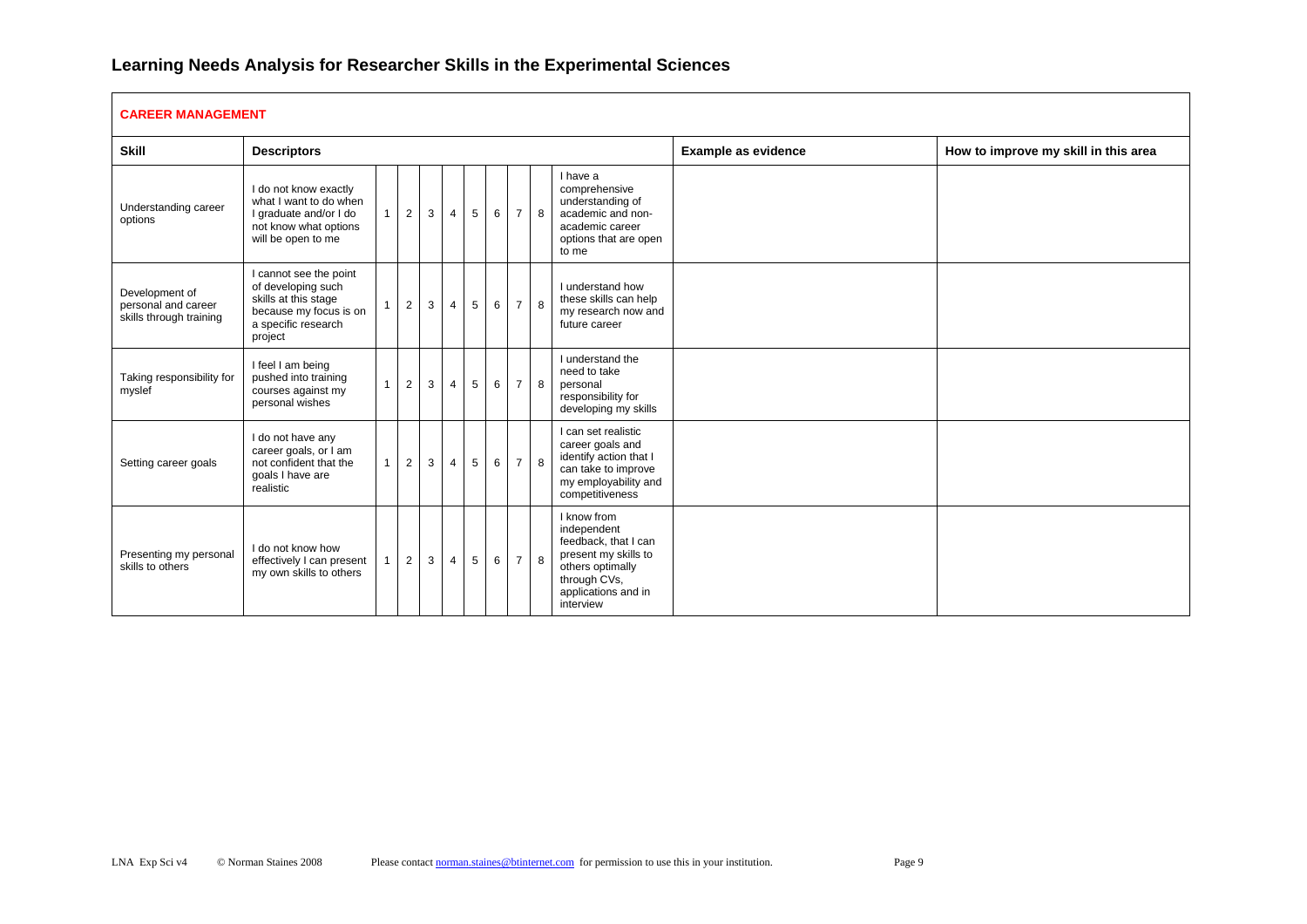# Learning Needs Analysis for Researcher Skills in the Experimental Sciences

| CAREER MANAGEMENT | | | | | | | | | | | | |
|---|---|---|---|---|---|---|---|---|---|---|---|---|
| **Skill** | **Descriptors** | | | | | | | | | | **Example as evidence** | **How to improve my skill in this area** |
| Understanding career options | I do not know exactly what I want to do when I graduate and/or I do not know what options will be open to me | 1 | 2 | 3 | 4 | 5 | 6 | 7 | 8 | I have a comprehensive understanding of academic and non-academic career options that are open to me | | |
| Development of personal and career skills through training | I cannot see the point of developing such skills at this stage because my focus is on a specific research project | 1 | 2 | 3 | 4 | 5 | 6 | 7 | 8 | I understand how these skills can help my research now and future career | | |
| Taking responsibility for myslef | I feel I am being pushed into training courses against my personal wishes | 1 | 2 | 3 | 4 | 5 | 6 | 7 | 8 | I understand the need to take personal responsibility for developing my skills | | |
| Setting career goals | I do not have any career goals, or I am not confident that the goals I have are realistic | 1 | 2 | 3 | 4 | 5 | 6 | 7 | 8 | I can set realistic career goals and identify action that I can take to improve my employability and competitiveness | | |
| Presenting my personal skills to others | I do not know how effectively I can present my own skills to others | 1 | 2 | 3 | 4 | 5 | 6 | 7 | 8 | I know from independent feedback, that I can present my skills to others optimally through CVs, applications and in interview | | |

LNA Exp Sci v4 © Norman Staines 2008 Please contact norman.staines@btinternet.com for permission to use this in your institution.